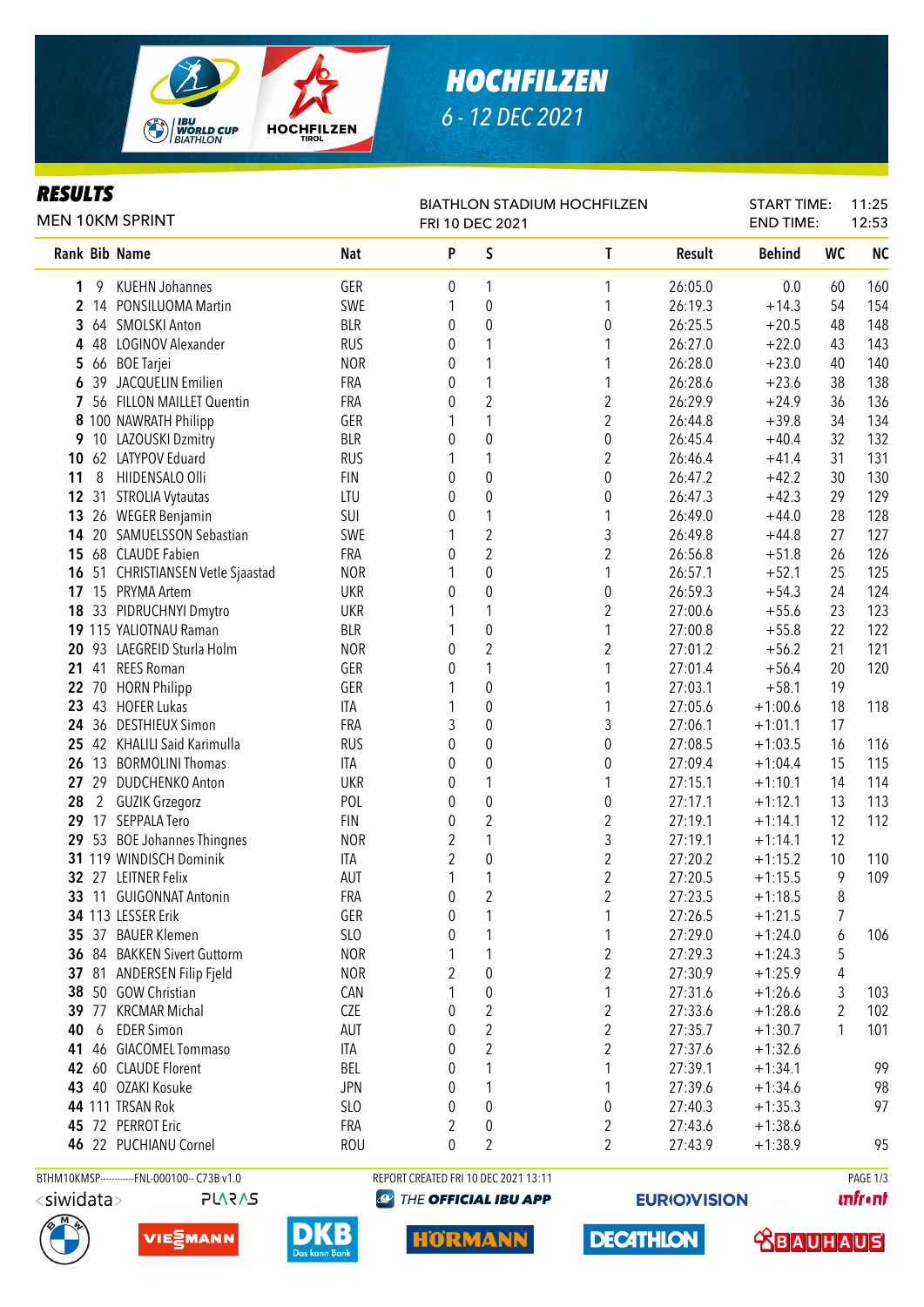# HOCHFILZEN

6 - 12 DEC 2021

## RESULTS

MEN 10KM SPRINT

BIATHLON STADIUM HOCHFILZEN
FRI 10 DEC 2021

START TIME: 11:25
END TIME: 12:53

| Rank | Bib | Name | Nat | P | S | T | Result | Behind | WC | NC |
|---|---|---|---|---|---|---|---|---|---|---|
| 1 | 9 | KUEHN Johannes | GER | 0 | 1 | 1 | 26:05.0 | 0.0 | 60 | 160 |
| 2 | 14 | PONSILUOMA Martin | SWE | 1 | 0 | 1 | 26:19.3 | +14.3 | 54 | 154 |
| 3 | 64 | SMOLSKI Anton | BLR | 0 | 0 | 0 | 26:25.5 | +20.5 | 48 | 148 |
| 4 | 48 | LOGINOV Alexander | RUS | 0 | 1 | 1 | 26:27.0 | +22.0 | 43 | 143 |
| 5 | 66 | BOE Tarjei | NOR | 0 | 1 | 1 | 26:28.0 | +23.0 | 40 | 140 |
| 6 | 39 | JACQUELIN Emilien | FRA | 0 | 1 | 1 | 26:28.6 | +23.6 | 38 | 138 |
| 7 | 56 | FILLON MAILLET Quentin | FRA | 0 | 2 | 2 | 26:29.9 | +24.9 | 36 | 136 |
| 8 | 100 | NAWRATH Philipp | GER | 1 | 1 | 2 | 26:44.8 | +39.8 | 34 | 134 |
| 9 | 10 | LAZOUSKI Dzmitry | BLR | 0 | 0 | 0 | 26:45.4 | +40.4 | 32 | 132 |
| 10 | 62 | LATYPOV Eduard | RUS | 1 | 1 | 2 | 26:46.4 | +41.4 | 31 | 131 |
| 11 | 8 | HIIDENSALO Olli | FIN | 0 | 0 | 0 | 26:47.2 | +42.2 | 30 | 130 |
| 12 | 31 | STROLIA Vytautas | LTU | 0 | 0 | 0 | 26:47.3 | +42.3 | 29 | 129 |
| 13 | 26 | WEGER Benjamin | SUI | 0 | 1 | 1 | 26:49.0 | +44.0 | 28 | 128 |
| 14 | 20 | SAMUELSSON Sebastian | SWE | 1 | 2 | 3 | 26:49.8 | +44.8 | 27 | 127 |
| 15 | 68 | CLAUDE Fabien | FRA | 0 | 2 | 2 | 26:56.8 | +51.8 | 26 | 126 |
| 16 | 51 | CHRISTIANSEN Vetle Sjaastad | NOR | 1 | 0 | 1 | 26:57.1 | +52.1 | 25 | 125 |
| 17 | 15 | PRYMA Artem | UKR | 0 | 0 | 0 | 26:59.3 | +54.3 | 24 | 124 |
| 18 | 33 | PIDRUCHNYI Dmytro | UKR | 1 | 1 | 2 | 27:00.6 | +55.6 | 23 | 123 |
| 19 | 115 | YALIOTNAU Raman | BLR | 1 | 0 | 1 | 27:00.8 | +55.8 | 22 | 122 |
| 20 | 93 | LAEGREID Sturla Holm | NOR | 0 | 2 | 2 | 27:01.2 | +56.2 | 21 | 121 |
| 21 | 41 | REES Roman | GER | 0 | 1 | 1 | 27:01.4 | +56.4 | 20 | 120 |
| 22 | 70 | HORN Philipp | GER | 1 | 0 | 1 | 27:03.1 | +58.1 | 19 | |
| 23 | 43 | HOFER Lukas | ITA | 1 | 0 | 1 | 27:05.6 | +1:00.6 | 18 | 118 |
| 24 | 36 | DESTHIEUX Simon | FRA | 3 | 0 | 3 | 27:06.1 | +1:01.1 | 17 | |
| 25 | 42 | KHALILI Said Karimulla | RUS | 0 | 0 | 0 | 27:08.5 | +1:03.5 | 16 | 116 |
| 26 | 13 | BORMOLINI Thomas | ITA | 0 | 0 | 0 | 27:09.4 | +1:04.4 | 15 | 115 |
| 27 | 29 | DUDCHENKO Anton | UKR | 0 | 1 | 1 | 27:15.1 | +1:10.1 | 14 | 114 |
| 28 | 2 | GUZIK Grzegorz | POL | 0 | 0 | 0 | 27:17.1 | +1:12.1 | 13 | 113 |
| 29 | 17 | SEPPALA Tero | FIN | 0 | 2 | 2 | 27:19.1 | +1:14.1 | 12 | 112 |
| 29 | 53 | BOE Johannes Thingnes | NOR | 2 | 1 | 3 | 27:19.1 | +1:14.1 | 12 | |
| 31 | 119 | WINDISCH Dominik | ITA | 2 | 0 | 2 | 27:20.2 | +1:15.2 | 10 | 110 |
| 32 | 27 | LEITNER Felix | AUT | 1 | 1 | 2 | 27:20.5 | +1:15.5 | 9 | 109 |
| 33 | 11 | GUIGONNAT Antonin | FRA | 0 | 2 | 2 | 27:23.5 | +1:18.5 | 8 | |
| 34 | 113 | LESSER Erik | GER | 0 | 1 | 1 | 27:26.5 | +1:21.5 | 7 | |
| 35 | 37 | BAUER Klemen | SLO | 0 | 1 | 1 | 27:29.0 | +1:24.0 | 6 | 106 |
| 36 | 84 | BAKKEN Sivert Guttorm | NOR | 1 | 1 | 2 | 27:29.3 | +1:24.3 | 5 | |
| 37 | 81 | ANDERSEN Filip Fjeld | NOR | 2 | 0 | 2 | 27:30.9 | +1:25.9 | 4 | |
| 38 | 50 | GOW Christian | CAN | 1 | 0 | 1 | 27:31.6 | +1:26.6 | 3 | 103 |
| 39 | 77 | KRCMAR Michal | CZE | 0 | 2 | 2 | 27:33.6 | +1:28.6 | 2 | 102 |
| 40 | 6 | EDER Simon | AUT | 0 | 2 | 2 | 27:35.7 | +1:30.7 | 1 | 101 |
| 41 | 46 | GIACOMEL Tommaso | ITA | 0 | 2 | 2 | 27:37.6 | +1:32.6 | | |
| 42 | 60 | CLAUDE Florent | BEL | 0 | 1 | 1 | 27:39.1 | +1:34.1 | | 99 |
| 43 | 40 | OZAKI Kosuke | JPN | 0 | 1 | 1 | 27:39.6 | +1:34.6 | | 98 |
| 44 | 111 | TRSAN Rok | SLO | 0 | 0 | 0 | 27:40.3 | +1:35.3 | | 97 |
| 45 | 72 | PERROT Eric | FRA | 2 | 0 | 2 | 27:43.6 | +1:38.6 | | |
| 46 | 22 | PUCHIANU Cornel | ROU | 0 | 2 | 2 | 27:43.9 | +1:38.9 | | 95 |

BTHM10KMSP-----------FNL-000100-- C73B v1.0 REPORT CREATED FRI 10 DEC 2021 13:11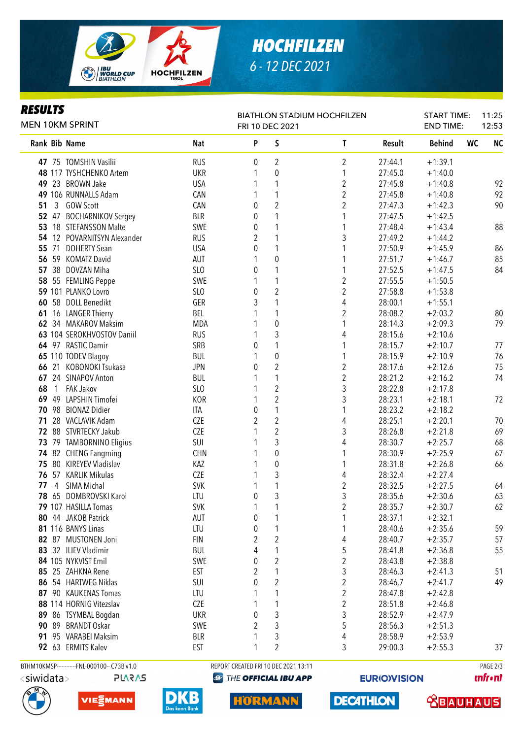# HOCHFILZEN

6 - 12 DEC 2021

## RESULTS

MEN 10KM SPRINT

BIATHLON STADIUM HOCHFILZEN
FRI 10 DEC 2021

START TIME: 11:25
END TIME: 12:53

| Rank | Bib | Name | Nat | P | S | T | Result | Behind | WC | NC |
|---|---|---|---|---|---|---|---|---|---|---|
| 47 | 75 | TOMSHIN Vasilii | RUS | 0 | 2 | 2 | 27:44.1 | +1:39.1 | | |
| 48 | 117 | TYSHCHENKO Artem | UKR | 1 | 0 | 1 | 27:45.0 | +1:40.0 | | |
| 49 | 23 | BROWN Jake | USA | 1 | 1 | 2 | 27:45.8 | +1:40.8 | | 92 |
| 49 | 106 | RUNNALLS Adam | CAN | 1 | 1 | 2 | 27:45.8 | +1:40.8 | | 92 |
| 51 | 3 | GOW Scott | CAN | 0 | 2 | 2 | 27:47.3 | +1:42.3 | | 90 |
| 52 | 47 | BOCHARNIKOV Sergey | BLR | 0 | 1 | 1 | 27:47.5 | +1:42.5 | | |
| 53 | 18 | STEFANSSON Malte | SWE | 0 | 1 | 1 | 27:48.4 | +1:43.4 | | 88 |
| 54 | 12 | POVARNITSYN Alexander | RUS | 2 | 1 | 3 | 27:49.2 | +1:44.2 | | |
| 55 | 71 | DOHERTY Sean | USA | 0 | 1 | 1 | 27:50.9 | +1:45.9 | | 86 |
| 56 | 59 | KOMATZ David | AUT | 1 | 0 | 1 | 27:51.7 | +1:46.7 | | 85 |
| 57 | 38 | DOVZAN Miha | SLO | 0 | 1 | 1 | 27:52.5 | +1:47.5 | | 84 |
| 58 | 55 | FEMLING Peppe | SWE | 1 | 1 | 2 | 27:55.5 | +1:50.5 | | |
| 59 | 101 | PLANKO Lovro | SLO | 0 | 2 | 2 | 27:58.8 | +1:53.8 | | |
| 60 | 58 | DOLL Benedikt | GER | 3 | 1 | 4 | 28:00.1 | +1:55.1 | | |
| 61 | 16 | LANGER Thierry | BEL | 1 | 1 | 2 | 28:08.2 | +2:03.2 | | 80 |
| 62 | 34 | MAKAROV Maksim | MDA | 1 | 0 | 1 | 28:14.3 | +2:09.3 | | 79 |
| 63 | 104 | SEROKHVOSTOV Daniil | RUS | 1 | 3 | 4 | 28:15.6 | +2:10.6 | | |
| 64 | 97 | RASTIC Damir | SRB | 0 | 1 | 1 | 28:15.7 | +2:10.7 | | 77 |
| 65 | 110 | TODEV Blagoy | BUL | 1 | 0 | 1 | 28:15.9 | +2:10.9 | | 76 |
| 66 | 21 | KOBONOKI Tsukasa | JPN | 0 | 2 | 2 | 28:17.6 | +2:12.6 | | 75 |
| 67 | 24 | SINAPOV Anton | BUL | 1 | 1 | 2 | 28:21.2 | +2:16.2 | | 74 |
| 68 | 1 | FAK Jakov | SLO | 1 | 2 | 3 | 28:22.8 | +2:17.8 | | |
| 69 | 49 | LAPSHIN Timofei | KOR | 1 | 2 | 3 | 28:23.1 | +2:18.1 | | 72 |
| 70 | 98 | BIONAZ Didier | ITA | 0 | 1 | 1 | 28:23.2 | +2:18.2 | | |
| 71 | 28 | VACLAVIK Adam | CZE | 2 | 2 | 4 | 28:25.1 | +2:20.1 | | 70 |
| 72 | 88 | STVRTECKY Jakub | CZE | 1 | 2 | 3 | 28:26.8 | +2:21.8 | | 69 |
| 73 | 79 | TAMBORNINO Eligius | SUI | 1 | 3 | 4 | 28:30.7 | +2:25.7 | | 68 |
| 74 | 82 | CHENG Fangming | CHN | 1 | 0 | 1 | 28:30.9 | +2:25.9 | | 67 |
| 75 | 80 | KIREYEV Vladislav | KAZ | 1 | 0 | 1 | 28:31.8 | +2:26.8 | | 66 |
| 76 | 57 | KARLIK Mikulas | CZE | 1 | 3 | 4 | 28:32.4 | +2:27.4 | | |
| 77 | 4 | SIMA Michal | SVK | 1 | 1 | 2 | 28:32.5 | +2:27.5 | | 64 |
| 78 | 65 | DOMBROVSKI Karol | LTU | 0 | 3 | 3 | 28:35.6 | +2:30.6 | | 63 |
| 79 | 107 | HASILLA Tomas | SVK | 1 | 1 | 2 | 28:35.7 | +2:30.7 | | 62 |
| 80 | 44 | JAKOB Patrick | AUT | 0 | 1 | 1 | 28:37.1 | +2:32.1 | | |
| 81 | 116 | BANYS Linas | LTU | 0 | 1 | 1 | 28:40.6 | +2:35.6 | | 59 |
| 82 | 87 | MUSTONEN Joni | FIN | 2 | 2 | 4 | 28:40.7 | +2:35.7 | | 57 |
| 83 | 32 | ILIEV Vladimir | BUL | 4 | 1 | 5 | 28:41.8 | +2:36.8 | | 55 |
| 84 | 105 | NYKVIST Emil | SWE | 0 | 2 | 2 | 28:43.8 | +2:38.8 | | |
| 85 | 25 | ZAHKNA Rene | EST | 2 | 1 | 3 | 28:46.3 | +2:41.3 | | 51 |
| 86 | 54 | HARTWEG Niklas | SUI | 0 | 2 | 2 | 28:46.7 | +2:41.7 | | 49 |
| 87 | 90 | KAUKENAS Tomas | LTU | 1 | 1 | 2 | 28:47.8 | +2:42.8 | | |
| 88 | 114 | HORNIG Vitezslav | CZE | 1 | 1 | 2 | 28:51.8 | +2:46.8 | | |
| 89 | 86 | TSYMBAL Bogdan | UKR | 0 | 3 | 3 | 28:52.9 | +2:47.9 | | |
| 90 | 89 | BRANDT Oskar | SWE | 2 | 3 | 5 | 28:56.3 | +2:51.3 | | |
| 91 | 95 | VARABEI Maksim | BLR | 1 | 3 | 4 | 28:58.9 | +2:53.9 | | |
| 92 | 63 | ERMITS Kalev | EST | 1 | 2 | 3 | 29:00.3 | +2:55.3 | | 37 |

BTHM10KMSP-----------FNL-000100-- C73B v1.0    REPORT CREATED FRI 10 DEC 2021 13:11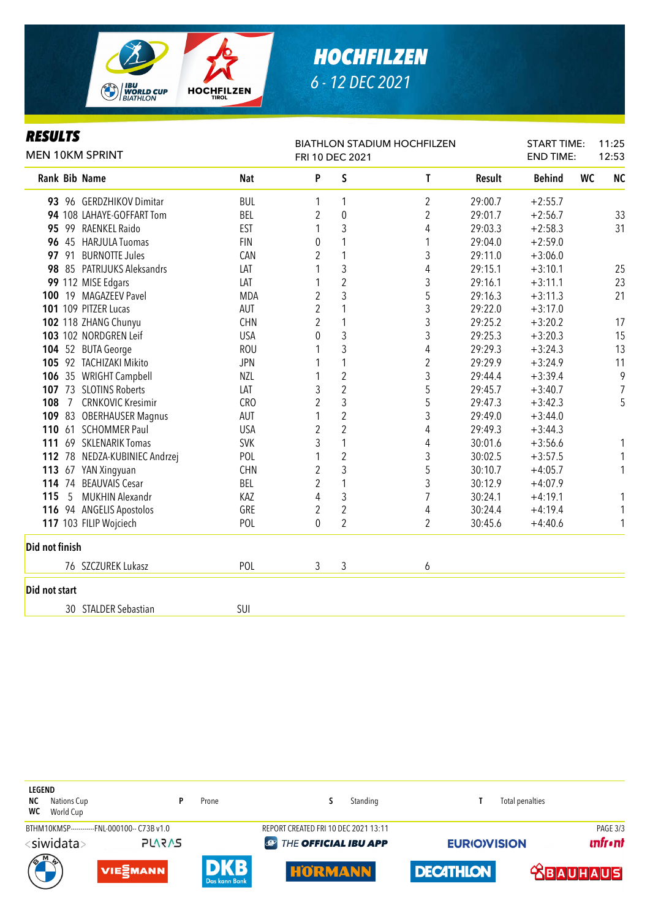# HOCHFILZEN

6 - 12 DEC 2021

## RESULTS

MEN 10KM SPRINT

BIATHLON STADIUM HOCHFILZEN
FRI 10 DEC 2021

START TIME: 11:25
END TIME: 12:53

| Rank | Bib | Name | Nat | P | S | T | Result | Behind | WC | NC |
|---|---|---|---|---|---|---|---|---|---|---|
| 93 | 96 | GERDZHIKOV Dimitar | BUL | 1 | 1 | 2 | 29:00.7 | +2:55.7 | | |
| 94 | 108 | LAHAYE-GOFFART Tom | BEL | 2 | 0 | 2 | 29:01.7 | +2:56.7 | | 33 |
| 95 | 99 | RAENKEL Raido | EST | 1 | 3 | 4 | 29:03.3 | +2:58.3 | | 31 |
| 96 | 45 | HARJULA Tuomas | FIN | 0 | 1 | 1 | 29:04.0 | +2:59.0 | | |
| 97 | 91 | BURNOTTE Jules | CAN | 2 | 1 | 3 | 29:11.0 | +3:06.0 | | |
| 98 | 85 | PATRIJUKS Aleksandrs | LAT | 1 | 3 | 4 | 29:15.1 | +3:10.1 | | 25 |
| 99 | 112 | MISE Edgars | LAT | 1 | 2 | 3 | 29:16.1 | +3:11.1 | | 23 |
| 100 | 19 | MAGAZEEV Pavel | MDA | 2 | 3 | 5 | 29:16.3 | +3:11.3 | | 21 |
| 101 | 109 | PITZER Lucas | AUT | 2 | 1 | 3 | 29:22.0 | +3:17.0 | | |
| 102 | 118 | ZHANG Chunyu | CHN | 2 | 1 | 3 | 29:25.2 | +3:20.2 | | 17 |
| 103 | 102 | NORDGREN Leif | USA | 0 | 3 | 3 | 29:25.3 | +3:20.3 | | 15 |
| 104 | 52 | BUTA George | ROU | 1 | 3 | 4 | 29:29.3 | +3:24.3 | | 13 |
| 105 | 92 | TACHIZAKI Mikito | JPN | 1 | 1 | 2 | 29:29.9 | +3:24.9 | | 11 |
| 106 | 35 | WRIGHT Campbell | NZL | 1 | 2 | 3 | 29:44.4 | +3:39.4 | | 9 |
| 107 | 73 | SLOTINS Roberts | LAT | 3 | 2 | 5 | 29:45.7 | +3:40.7 | | 7 |
| 108 | 7 | CRNKOVIC Kresimir | CRO | 2 | 3 | 5 | 29:47.3 | +3:42.3 | | 5 |
| 109 | 83 | OBERHAUSER Magnus | AUT | 1 | 2 | 3 | 29:49.0 | +3:44.0 | | |
| 110 | 61 | SCHOMMER Paul | USA | 2 | 2 | 4 | 29:49.3 | +3:44.3 | | |
| 111 | 69 | SKLENARIK Tomas | SVK | 3 | 1 | 4 | 30:01.6 | +3:56.6 | | 1 |
| 112 | 78 | NEDZA-KUBINIEC Andrzej | POL | 1 | 2 | 3 | 30:02.5 | +3:57.5 | | 1 |
| 113 | 67 | YAN Xingyuan | CHN | 2 | 3 | 5 | 30:10.7 | +4:05.7 | | 1 |
| 114 | 74 | BEAUVAIS Cesar | BEL | 2 | 1 | 3 | 30:12.9 | +4:07.9 | | |
| 115 | 5 | MUKHIN Alexandr | KAZ | 4 | 3 | 7 | 30:24.1 | +4:19.1 | | 1 |
| 116 | 94 | ANGELIS Apostolos | GRE | 2 | 2 | 4 | 30:24.4 | +4:19.4 | | 1 |
| 117 | 103 | FILIP Wojciech | POL | 0 | 2 | 2 | 30:45.6 | +4:40.6 | | 1 |

### Did not finish

| Rank | Bib | Name | Nat | P | S | T | Result | Behind | WC | NC |
|---|---|---|---|---|---|---|---|---|---|---|
| | 76 | SZCZUREK Lukasz | POL | 3 | 3 | 6 | | | | |

### Did not start

| Rank | Bib | Name | Nat | P | S | T | Result | Behind | WC | NC |
|---|---|---|---|---|---|---|---|---|---|---|
| | 30 | STALDER Sebastian | SUI | | | | | | | |

LEGEND
NC Nations Cup
WC World Cup
P Prone
S Standing
T Total penalties

BTHM10KMSP-----------FNL-000100-- C73B v1.0
REPORT CREATED FRI 10 DEC 2021 13:11